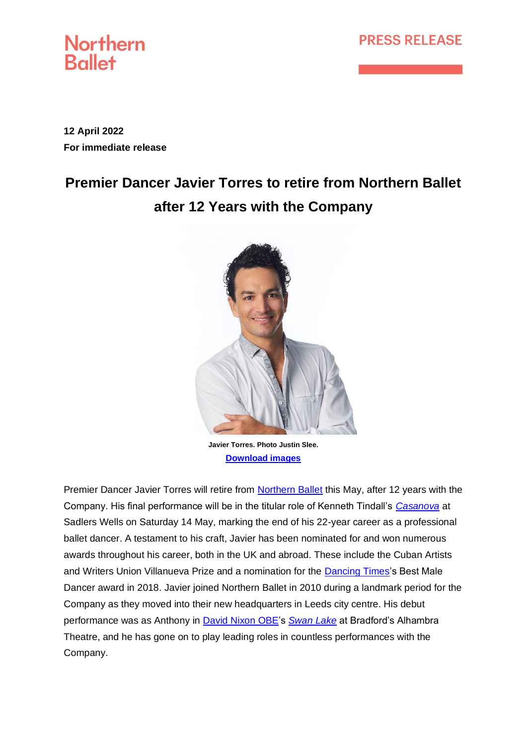Northern Ballet

PRESS RELEASE

**12 April 2022**
**For immediate release**

# Premier Dancer Javier Torres to retire from Northern Ballet after 12 Years with the Company

**Javier Torres. Photo Justin Slee.**
**Download images**

Premier Dancer Javier Torres will retire from Northern Ballet this May, after 12 years with the Company. His final performance will be in the titular role of Kenneth Tindall's *Casanova* at Sadlers Wells on Saturday 14 May, marking the end of his 22-year career as a professional ballet dancer. A testament to his craft, Javier has been nominated for and won numerous awards throughout his career, both in the UK and abroad. These include the Cuban Artists and Writers Union Villanueva Prize and a nomination for the Dancing Times's Best Male Dancer award in 2018. Javier joined Northern Ballet in 2010 during a landmark period for the Company as they moved into their new headquarters in Leeds city centre. His debut performance was as Anthony in David Nixon OBE's *Swan Lake* at Bradford's Alhambra Theatre, and he has gone on to play leading roles in countless performances with the Company.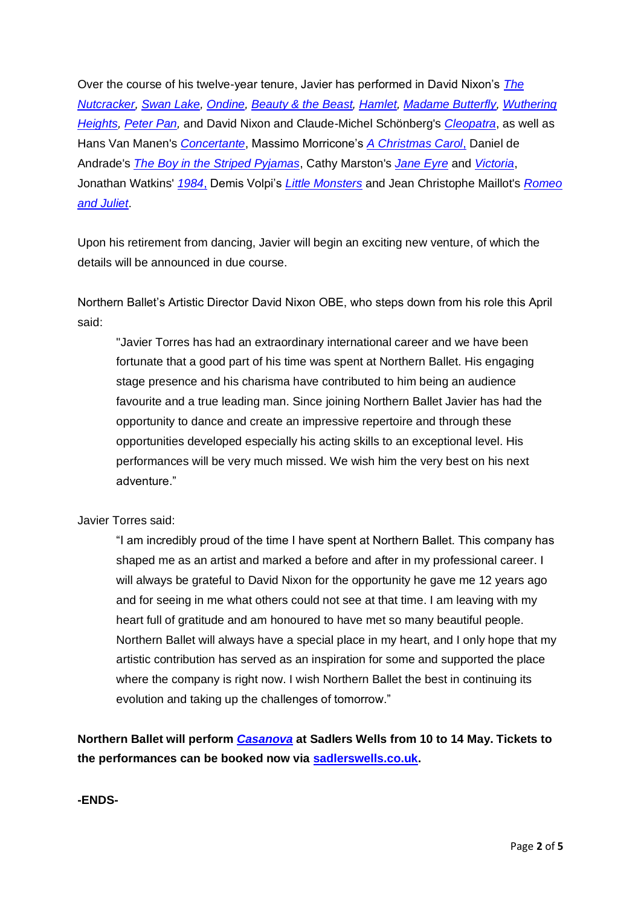Over the course of his twelve-year tenure, Javier has performed in David Nixon's *The Nutcracker, Swan Lake, Ondine, Beauty & the Beast, Hamlet, Madame Butterfly, Wuthering Heights, Peter Pan,* and David Nixon and Claude-Michel Schönberg's *Cleopatra*, as well as Hans Van Manen's *Concertante*, Massimo Morricone's *A Christmas Carol*, Daniel de Andrade's *The Boy in the Striped Pyjamas*, Cathy Marston's *Jane Eyre* and *Victoria*, Jonathan Watkins' *1984*, Demis Volpi's *Little Monsters* and Jean Christophe Maillot's *Romeo and Juliet*.

Upon his retirement from dancing, Javier will begin an exciting new venture, of which the details will be announced in due course.

Northern Ballet's Artistic Director David Nixon OBE, who steps down from his role this April said:

> "Javier Torres has had an extraordinary international career and we have been fortunate that a good part of his time was spent at Northern Ballet. His engaging stage presence and his charisma have contributed to him being an audience favourite and a true leading man. Since joining Northern Ballet Javier has had the opportunity to dance and create an impressive repertoire and through these opportunities developed especially his acting skills to an exceptional level. His performances will be very much missed. We wish him the very best on his next adventure."

Javier Torres said:

> "I am incredibly proud of the time I have spent at Northern Ballet. This company has shaped me as an artist and marked a before and after in my professional career. I will always be grateful to David Nixon for the opportunity he gave me 12 years ago and for seeing in me what others could not see at that time. I am leaving with my heart full of gratitude and am honoured to have met so many beautiful people. Northern Ballet will always have a special place in my heart, and I only hope that my artistic contribution has served as an inspiration for some and supported the place where the company is right now. I wish Northern Ballet the best in continuing its evolution and taking up the challenges of tomorrow."

**Northern Ballet will perform *Casanova* at Sadlers Wells from 10 to 14 May. Tickets to the performances can be booked now via sadlerswells.co.uk.**

**-ENDS-**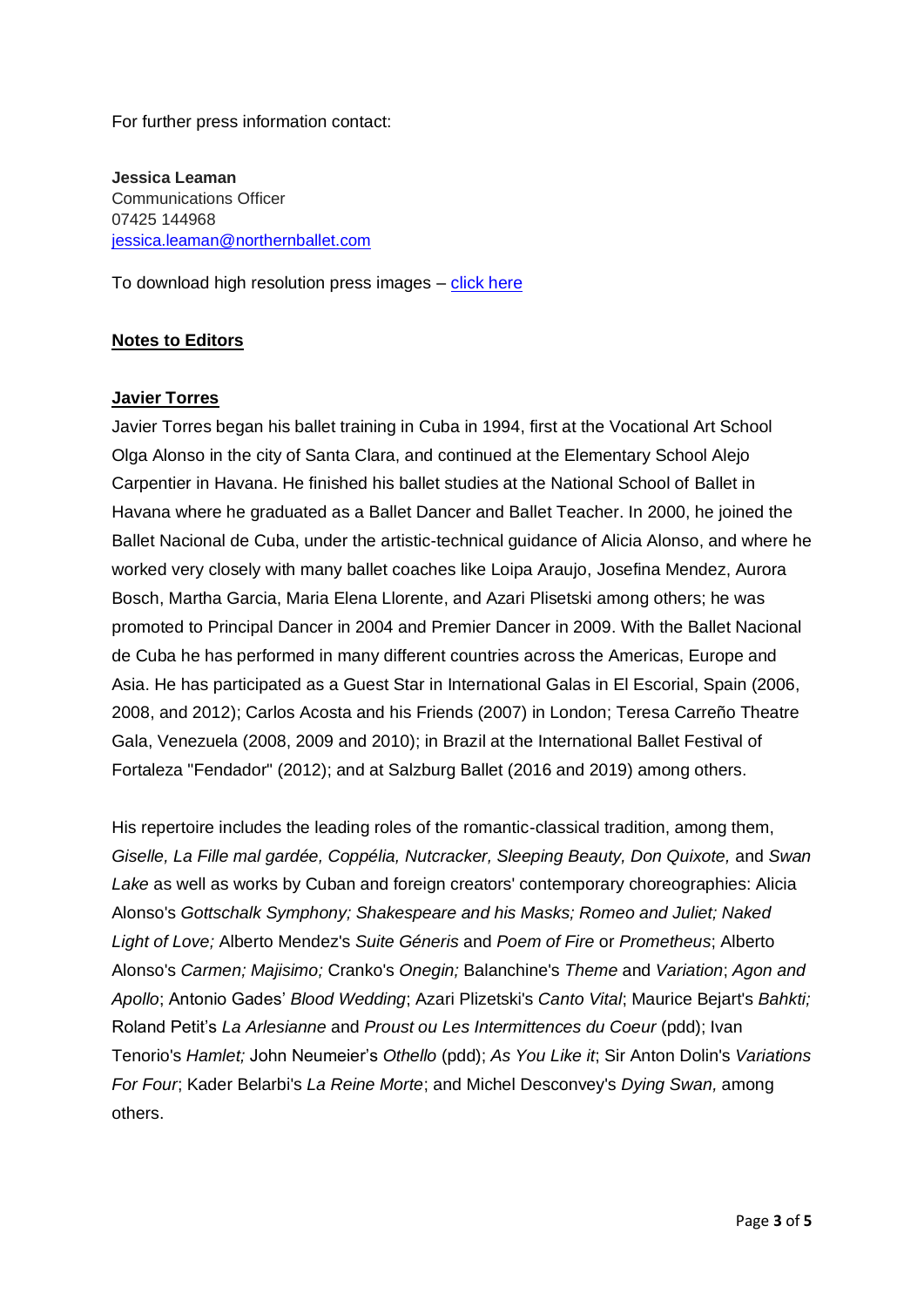For further press information contact:

**Jessica Leaman**
Communications Officer
07425 144968
[jessica.leaman@northernballet.com](mailto:jessica.leaman@northernballet.com)

To download high resolution press images – [click here]()

## Notes to Editors

### Javier Torres

Javier Torres began his ballet training in Cuba in 1994, first at the Vocational Art School Olga Alonso in the city of Santa Clara, and continued at the Elementary School Alejo Carpentier in Havana. He finished his ballet studies at the National School of Ballet in Havana where he graduated as a Ballet Dancer and Ballet Teacher. In 2000, he joined the Ballet Nacional de Cuba, under the artistic-technical guidance of Alicia Alonso, and where he worked very closely with many ballet coaches like Loipa Araujo, Josefina Mendez, Aurora Bosch, Martha Garcia, Maria Elena Llorente, and Azari Plisetski among others; he was promoted to Principal Dancer in 2004 and Premier Dancer in 2009. With the Ballet Nacional de Cuba he has performed in many different countries across the Americas, Europe and Asia. He has participated as a Guest Star in International Galas in El Escorial, Spain (2006, 2008, and 2012); Carlos Acosta and his Friends (2007) in London; Teresa Carreño Theatre Gala, Venezuela (2008, 2009 and 2010); in Brazil at the International Ballet Festival of Fortaleza "Fendador" (2012); and at Salzburg Ballet (2016 and 2019) among others.

His repertoire includes the leading roles of the romantic-classical tradition, among them, *Giselle, La Fille mal gardée, Coppélia, Nutcracker, Sleeping Beauty, Don Quixote,* and *Swan Lake* as well as works by Cuban and foreign creators' contemporary choreographies: Alicia Alonso's *Gottschalk Symphony; Shakespeare and his Masks; Romeo and Juliet; Naked Light of Love;* Alberto Mendez's *Suite Géneris* and *Poem of Fire* or *Prometheus*; Alberto Alonso's *Carmen; Majisimo;* Cranko's *Onegin;* Balanchine's *Theme* and *Variation*; *Agon and Apollo*; Antonio Gades' *Blood Wedding*; Azari Plizetski's *Canto Vital*; Maurice Bejart's *Bahkti;* Roland Petit's *La Arlesianne* and *Proust ou Les Intermittences du Coeur* (pdd); Ivan Tenorio's *Hamlet;* John Neumeier's *Othello* (pdd); *As You Like it*; Sir Anton Dolin's *Variations For Four*; Kader Belarbi's *La Reine Morte*; and Michel Desconvey's *Dying Swan,* among others.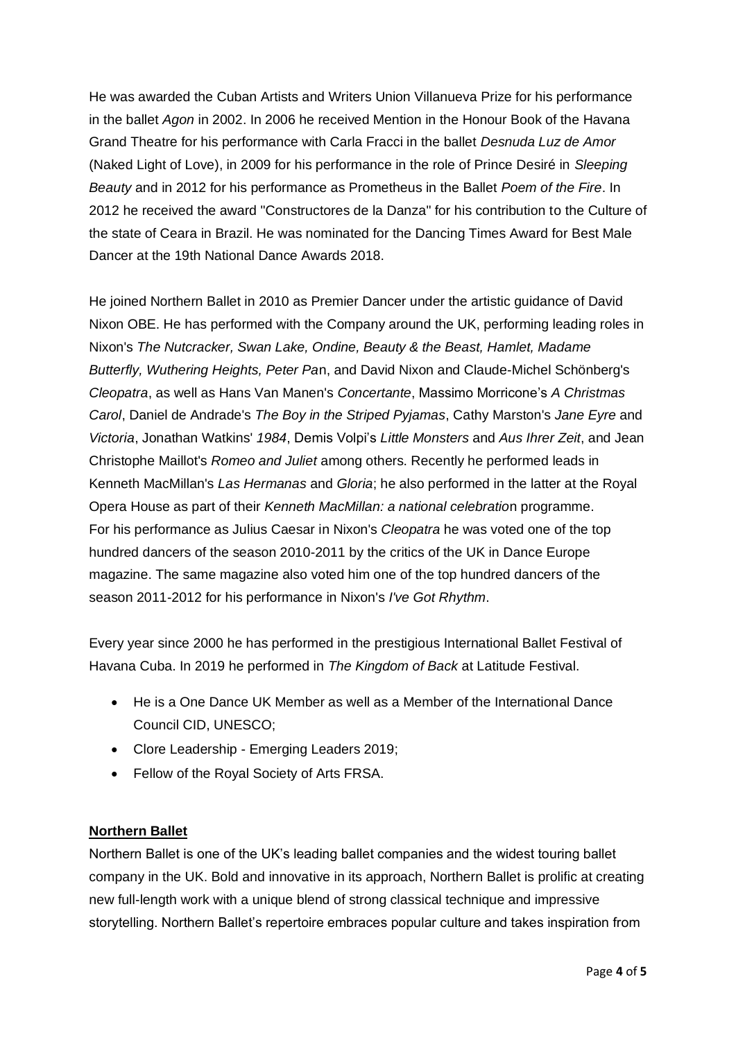He was awarded the Cuban Artists and Writers Union Villanueva Prize for his performance in the ballet *Agon* in 2002. In 2006 he received Mention in the Honour Book of the Havana Grand Theatre for his performance with Carla Fracci in the ballet *Desnuda Luz de Amor* (Naked Light of Love), in 2009 for his performance in the role of Prince Desiré in *Sleeping Beauty* and in 2012 for his performance as Prometheus in the Ballet *Poem of the Fire*. In 2012 he received the award "Constructores de la Danza" for his contribution to the Culture of the state of Ceara in Brazil. He was nominated for the Dancing Times Award for Best Male Dancer at the 19th National Dance Awards 2018.

He joined Northern Ballet in 2010 as Premier Dancer under the artistic guidance of David Nixon OBE. He has performed with the Company around the UK, performing leading roles in Nixon's *The Nutcracker, Swan Lake, Ondine, Beauty & the Beast, Hamlet, Madame Butterfly, Wuthering Heights, Peter Pan*, and David Nixon and Claude-Michel Schönberg's *Cleopatra*, as well as Hans Van Manen's *Concertante*, Massimo Morricone's *A Christmas Carol*, Daniel de Andrade's *The Boy in the Striped Pyjamas*, Cathy Marston's *Jane Eyre* and *Victoria*, Jonathan Watkins' *1984*, Demis Volpi's *Little Monsters* and *Aus Ihrer Zeit*, and Jean Christophe Maillot's *Romeo and Juliet* among others. Recently he performed leads in Kenneth MacMillan's *Las Hermanas* and *Gloria*; he also performed in the latter at the Royal Opera House as part of their *Kenneth MacMillan: a national celebration* programme. For his performance as Julius Caesar in Nixon's *Cleopatra* he was voted one of the top hundred dancers of the season 2010-2011 by the critics of the UK in Dance Europe magazine. The same magazine also voted him one of the top hundred dancers of the season 2011-2012 for his performance in Nixon's *I've Got Rhythm*.

Every year since 2000 he has performed in the prestigious International Ballet Festival of Havana Cuba. In 2019 he performed in *The Kingdom of Back* at Latitude Festival.

- He is a One Dance UK Member as well as a Member of the International Dance Council CID, UNESCO;
- Clore Leadership - Emerging Leaders 2019;
- Fellow of the Royal Society of Arts FRSA.

## Northern Ballet

Northern Ballet is one of the UK's leading ballet companies and the widest touring ballet company in the UK. Bold and innovative in its approach, Northern Ballet is prolific at creating new full-length work with a unique blend of strong classical technique and impressive storytelling. Northern Ballet's repertoire embraces popular culture and takes inspiration from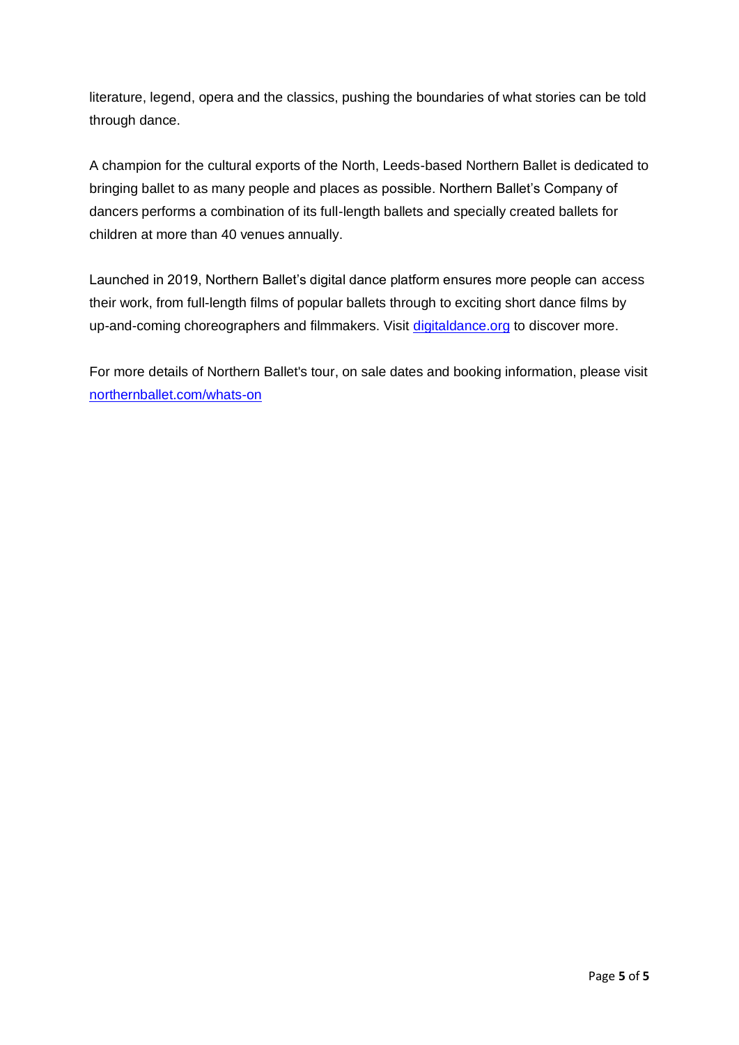literature, legend, opera and the classics, pushing the boundaries of what stories can be told through dance.

A champion for the cultural exports of the North, Leeds-based Northern Ballet is dedicated to bringing ballet to as many people and places as possible. Northern Ballet's Company of dancers performs a combination of its full-length ballets and specially created ballets for children at more than 40 venues annually.

Launched in 2019, Northern Ballet's digital dance platform ensures more people can access their work, from full-length films of popular ballets through to exciting short dance films by up-and-coming choreographers and filmmakers. Visit [digitaldance.org](digitaldance.org) to discover more.

For more details of Northern Ballet's tour, on sale dates and booking information, please visit [northernballet.com/whats-on](northernballet.com/whats-on)